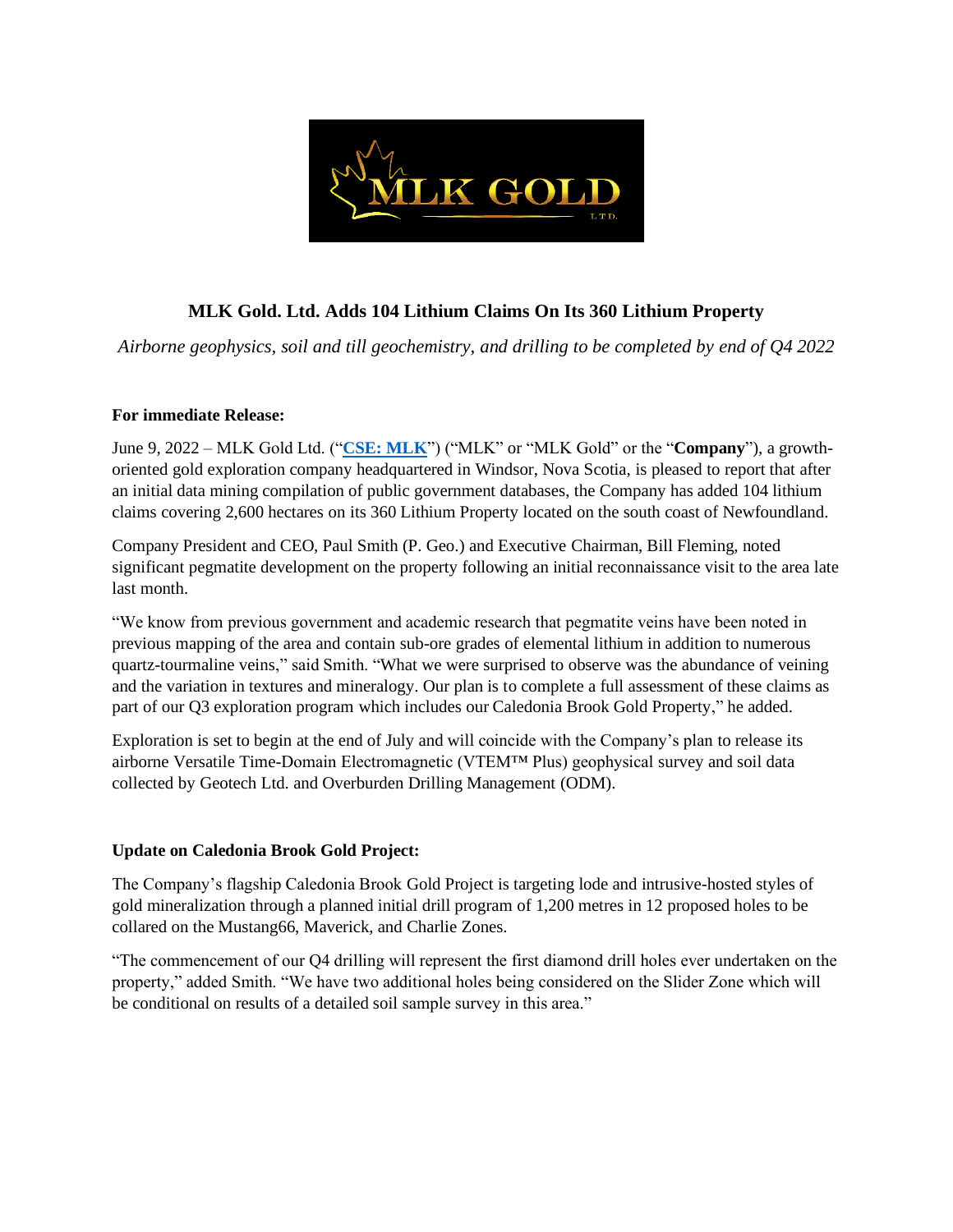## MLK Gold. Ltd. Adds 104 Lithium Claims On Its 360 Lithium Property

*Airborne geophysics, soil and till geochemistry, and drilling to be completed by end of Q4 2022*

**For immediate Release:**

June 9, 2022 – MLK Gold Ltd. ("**CSE: MLK**") ("MLK" or "MLK Gold" or the "**Company**"), a growth-oriented gold exploration company headquartered in Windsor, Nova Scotia, is pleased to report that after an initial data mining compilation of public government databases, the Company has added 104 lithium claims covering 2,600 hectares on its 360 Lithium Property located on the south coast of Newfoundland.

Company President and CEO, Paul Smith (P. Geo.) and Executive Chairman, Bill Fleming, noted significant pegmatite development on the property following an initial reconnaissance visit to the area late last month.

"We know from previous government and academic research that pegmatite veins have been noted in previous mapping of the area and contain sub-ore grades of elemental lithium in addition to numerous quartz-tourmaline veins," said Smith. "What we were surprised to observe was the abundance of veining and the variation in textures and mineralogy. Our plan is to complete a full assessment of these claims as part of our Q3 exploration program which includes our Caledonia Brook Gold Property," he added.

Exploration is set to begin at the end of July and will coincide with the Company's plan to release its airborne Versatile Time-Domain Electromagnetic (VTEM™ Plus) geophysical survey and soil data collected by Geotech Ltd. and Overburden Drilling Management (ODM).

**Update on Caledonia Brook Gold Project:**

The Company's flagship Caledonia Brook Gold Project is targeting lode and intrusive-hosted styles of gold mineralization through a planned initial drill program of 1,200 metres in 12 proposed holes to be collared on the Mustang66, Maverick, and Charlie Zones.

"The commencement of our Q4 drilling will represent the first diamond drill holes ever undertaken on the property," added Smith. "We have two additional holes being considered on the Slider Zone which will be conditional on results of a detailed soil sample survey in this area."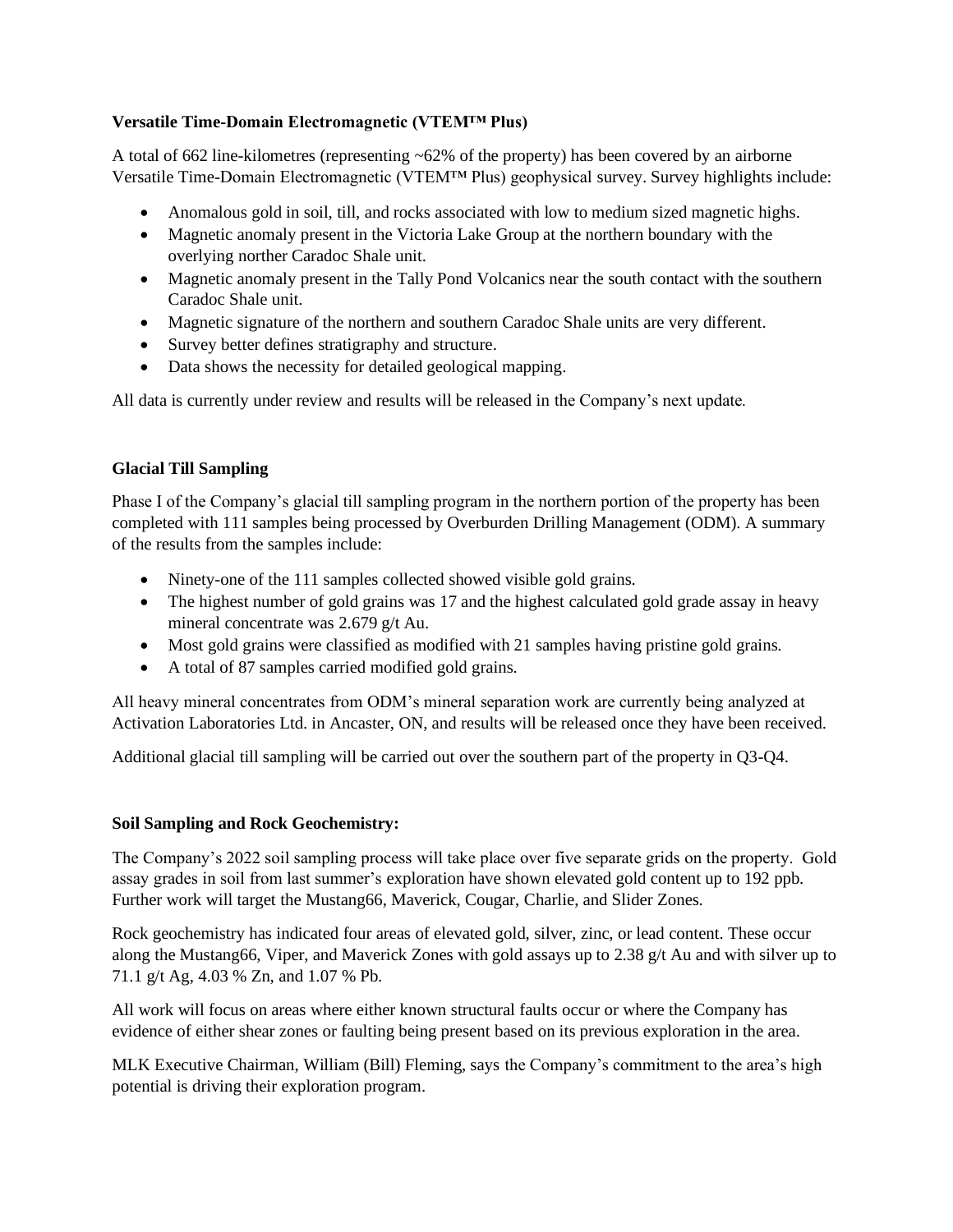**Versatile Time-Domain Electromagnetic (VTEM™ Plus)**

A total of 662 line-kilometres (representing ~62% of the property) has been covered by an airborne Versatile Time-Domain Electromagnetic (VTEM™ Plus) geophysical survey. Survey highlights include:

- Anomalous gold in soil, till, and rocks associated with low to medium sized magnetic highs.
- Magnetic anomaly present in the Victoria Lake Group at the northern boundary with the overlying norther Caradoc Shale unit.
- Magnetic anomaly present in the Tally Pond Volcanics near the south contact with the southern Caradoc Shale unit.
- Magnetic signature of the northern and southern Caradoc Shale units are very different.
- Survey better defines stratigraphy and structure.
- Data shows the necessity for detailed geological mapping.

All data is currently under review and results will be released in the Company's next update.

**Glacial Till Sampling**

Phase I of the Company's glacial till sampling program in the northern portion of the property has been completed with 111 samples being processed by Overburden Drilling Management (ODM). A summary of the results from the samples include:

- Ninety-one of the 111 samples collected showed visible gold grains.
- The highest number of gold grains was 17 and the highest calculated gold grade assay in heavy mineral concentrate was 2.679 g/t Au.
- Most gold grains were classified as modified with 21 samples having pristine gold grains.
- A total of 87 samples carried modified gold grains.

All heavy mineral concentrates from ODM's mineral separation work are currently being analyzed at Activation Laboratories Ltd. in Ancaster, ON, and results will be released once they have been received.

Additional glacial till sampling will be carried out over the southern part of the property in Q3-Q4.

**Soil Sampling and Rock Geochemistry:**

The Company's 2022 soil sampling process will take place over five separate grids on the property. Gold assay grades in soil from last summer's exploration have shown elevated gold content up to 192 ppb. Further work will target the Mustang66, Maverick, Cougar, Charlie, and Slider Zones.

Rock geochemistry has indicated four areas of elevated gold, silver, zinc, or lead content. These occur along the Mustang66, Viper, and Maverick Zones with gold assays up to 2.38 g/t Au and with silver up to 71.1 g/t Ag, 4.03 % Zn, and 1.07 % Pb.

All work will focus on areas where either known structural faults occur or where the Company has evidence of either shear zones or faulting being present based on its previous exploration in the area.

MLK Executive Chairman, William (Bill) Fleming, says the Company's commitment to the area's high potential is driving their exploration program.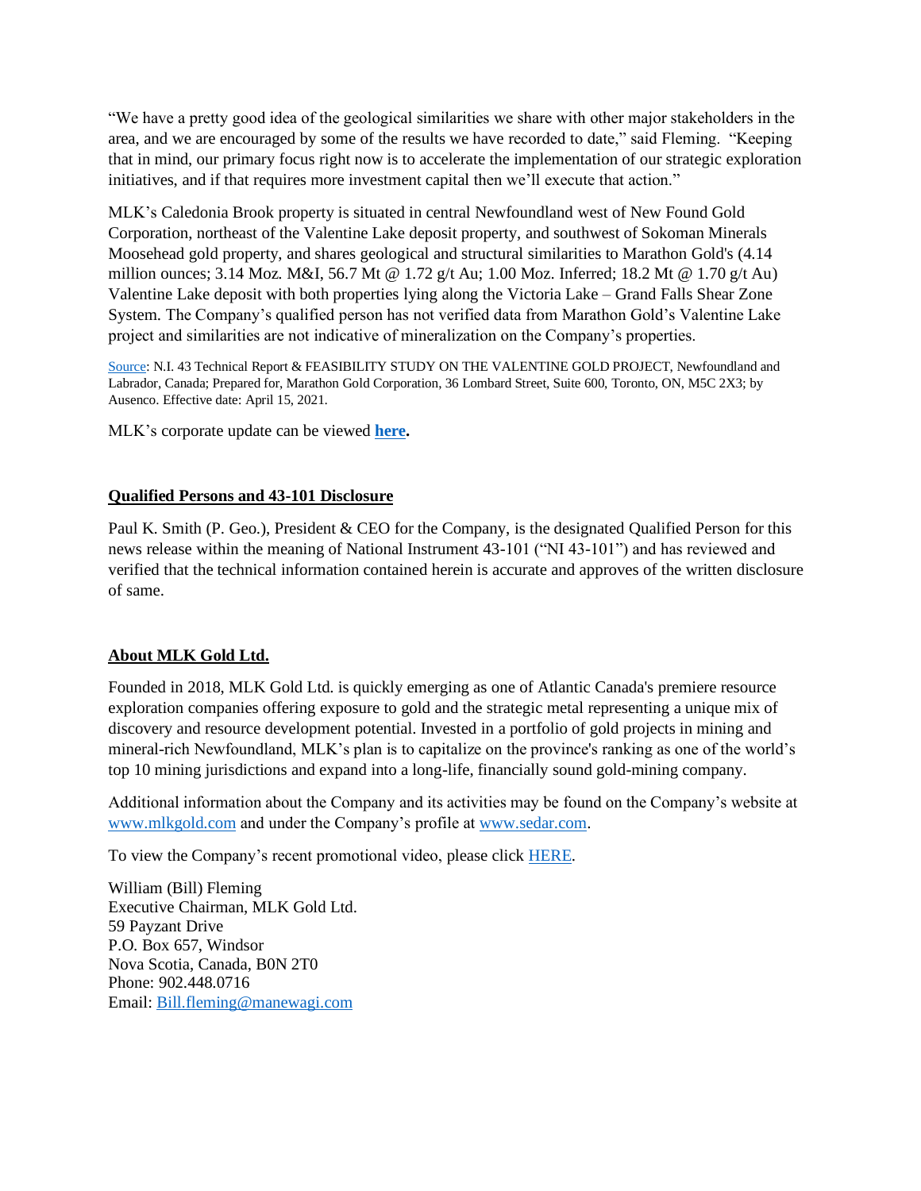"We have a pretty good idea of the geological similarities we share with other major stakeholders in the area, and we are encouraged by some of the results we have recorded to date," said Fleming. "Keeping that in mind, our primary focus right now is to accelerate the implementation of our strategic exploration initiatives, and if that requires more investment capital then we'll execute that action."

MLK's Caledonia Brook property is situated in central Newfoundland west of New Found Gold Corporation, northeast of the Valentine Lake deposit property, and southwest of Sokoman Minerals Moosehead gold property, and shares geological and structural similarities to Marathon Gold's (4.14 million ounces; 3.14 Moz. M&I, 56.7 Mt @ 1.72 g/t Au; 1.00 Moz. Inferred; 18.2 Mt @ 1.70 g/t Au) Valentine Lake deposit with both properties lying along the Victoria Lake – Grand Falls Shear Zone System. The Company's qualified person has not verified data from Marathon Gold's Valentine Lake project and similarities are not indicative of mineralization on the Company's properties.

Source: N.I. 43 Technical Report & FEASIBILITY STUDY ON THE VALENTINE GOLD PROJECT, Newfoundland and Labrador, Canada; Prepared for, Marathon Gold Corporation, 36 Lombard Street, Suite 600, Toronto, ON, M5C 2X3; by Ausenco. Effective date: April 15, 2021.

MLK's corporate update can be viewed **here**.

## Qualified Persons and 43-101 Disclosure

Paul K. Smith (P. Geo.), President & CEO for the Company, is the designated Qualified Person for this news release within the meaning of National Instrument 43-101 ("NI 43-101") and has reviewed and verified that the technical information contained herein is accurate and approves of the written disclosure of same.

## About MLK Gold Ltd.

Founded in 2018, MLK Gold Ltd. is quickly emerging as one of Atlantic Canada's premiere resource exploration companies offering exposure to gold and the strategic metal representing a unique mix of discovery and resource development potential. Invested in a portfolio of gold projects in mining and mineral-rich Newfoundland, MLK's plan is to capitalize on the province's ranking as one of the world's top 10 mining jurisdictions and expand into a long-life, financially sound gold-mining company.

Additional information about the Company and its activities may be found on the Company's website at www.mlkgold.com and under the Company's profile at www.sedar.com.

To view the Company's recent promotional video, please click HERE.

William (Bill) Fleming
Executive Chairman, MLK Gold Ltd.
59 Payzant Drive
P.O. Box 657, Windsor
Nova Scotia, Canada, B0N 2T0
Phone: 902.448.0716
Email: Bill.fleming@manewagi.com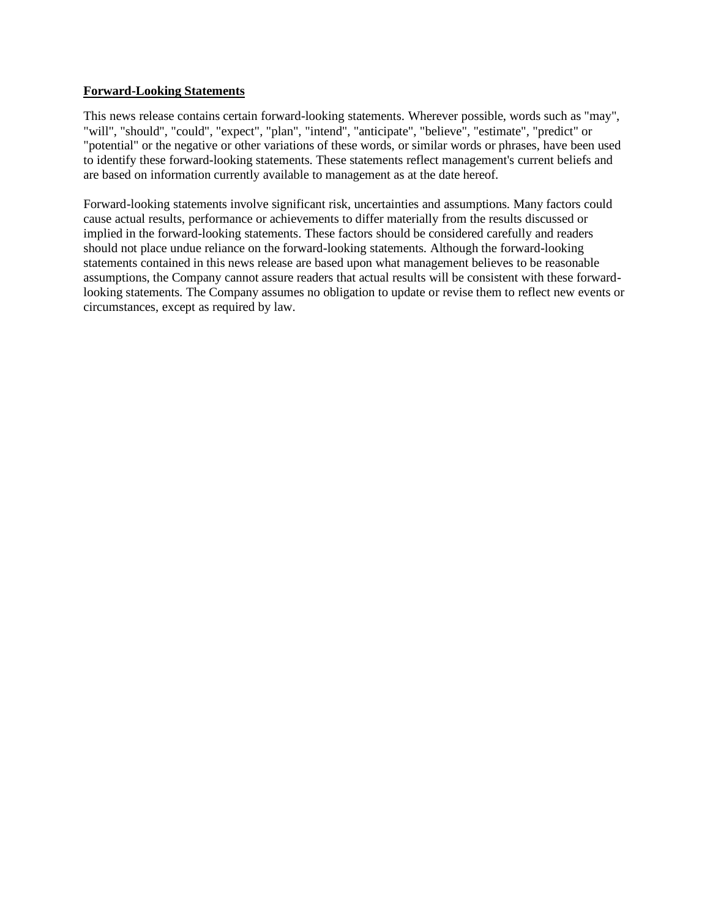**Forward-Looking Statements**

This news release contains certain forward-looking statements. Wherever possible, words such as "may", "will", "should", "could", "expect", "plan", "intend", "anticipate", "believe", "estimate", "predict" or "potential" or the negative or other variations of these words, or similar words or phrases, have been used to identify these forward-looking statements. These statements reflect management's current beliefs and are based on information currently available to management as at the date hereof.

Forward-looking statements involve significant risk, uncertainties and assumptions. Many factors could cause actual results, performance or achievements to differ materially from the results discussed or implied in the forward-looking statements. These factors should be considered carefully and readers should not place undue reliance on the forward-looking statements. Although the forward-looking statements contained in this news release are based upon what management believes to be reasonable assumptions, the Company cannot assure readers that actual results will be consistent with these forward-looking statements. The Company assumes no obligation to update or revise them to reflect new events or circumstances, except as required by law.